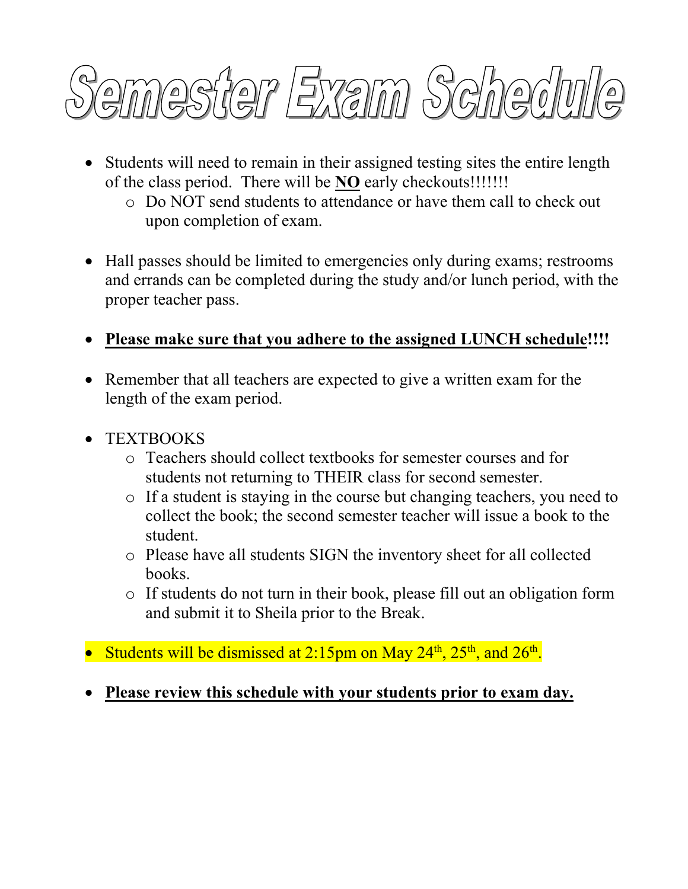# Semester Exam Schedule

- Students will need to remain in their assigned testing sites the entire length of the class period. There will be <u>**NO**</u> early checkouts!!!!!!!
    - Do NOT send students to attendance or have them call to check out upon completion of exam.

- Hall passes should be limited to emergencies only during exams; restrooms and errands can be completed during the study and/or lunch period, with the proper teacher pass.

- <u>**Please make sure that you adhere to the assigned LUNCH schedule**</u>**!!!!**

- Remember that all teachers are expected to give a written exam for the length of the exam period.

- TEXTBOOKS
    - Teachers should collect textbooks for semester courses and for students not returning to THEIR class for second semester.
    - If a student is staying in the course but changing teachers, you need to collect the book; the second semester teacher will issue a book to the student.
    - Please have all students SIGN the inventory sheet for all collected books.
    - If students do not turn in their book, please fill out an obligation form and submit it to Sheila prior to the Break.

- Students will be dismissed at 2:15pm on May 24th, 25th, and 26th.

- <u>**Please review this schedule with your students prior to exam day.**</u>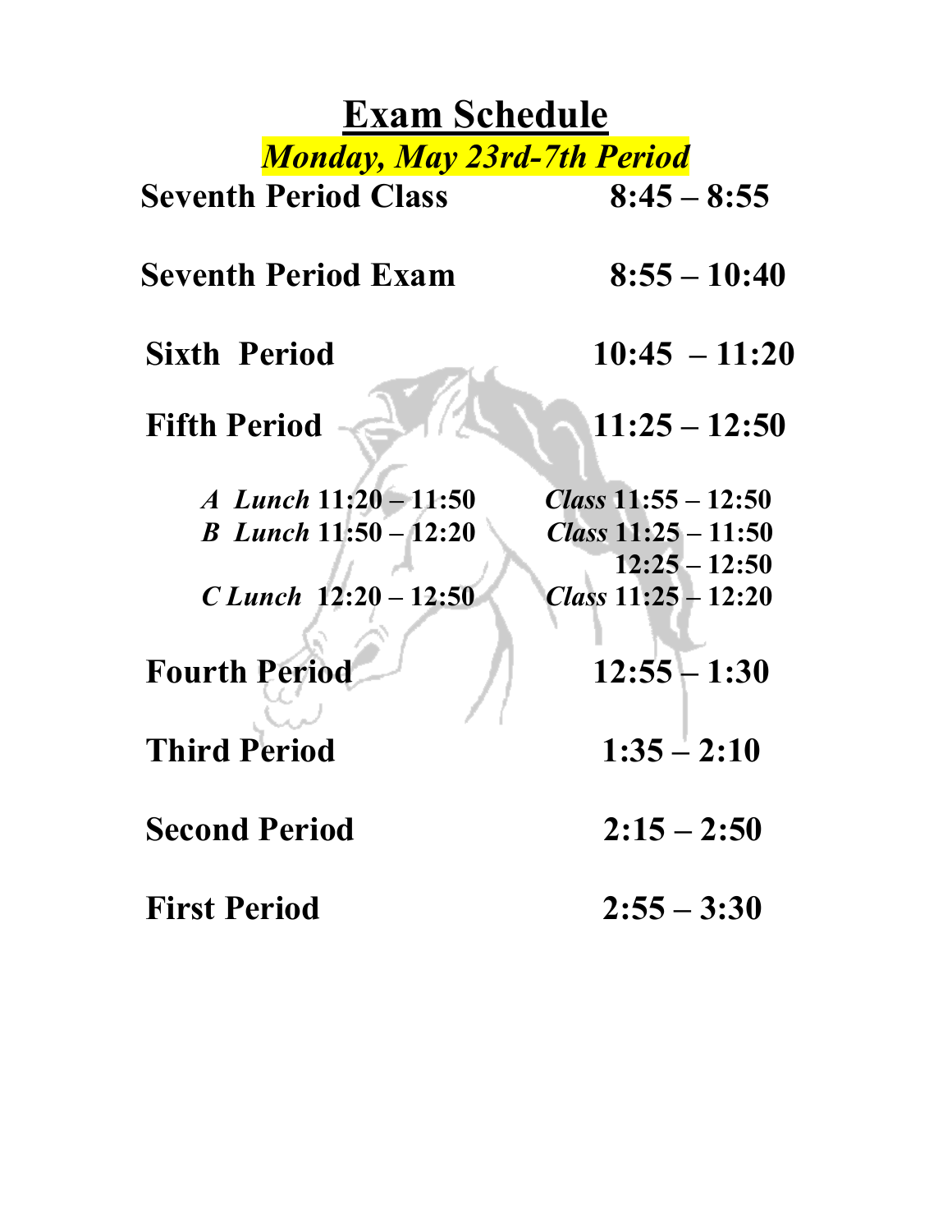# Exam Schedule

***Monday, May 23rd-7th Period***

| | |
|---|---|
| **Seventh Period Class** | **8:45 – 8:55** |
| **Seventh Period Exam** | **8:55 – 10:40** |
| **Sixth Period** | **10:45 – 11:20** |
| **Fifth Period** | **11:25 – 12:50** |
| ***A Lunch*** **11:20 – 11:50** | ***Class*** **11:55 – 12:50** |
| ***B Lunch*** **11:50 – 12:20** | ***Class*** **11:25 – 11:50**<br>**12:25 – 12:50** |
| ***C Lunch*** **12:20 – 12:50** | ***Class*** **11:25 – 12:20** |
| **Fourth Period** | **12:55 – 1:30** |
| **Third Period** | **1:35 – 2:10** |
| **Second Period** | **2:15 – 2:50** |
| **First Period** | **2:55 – 3:30** |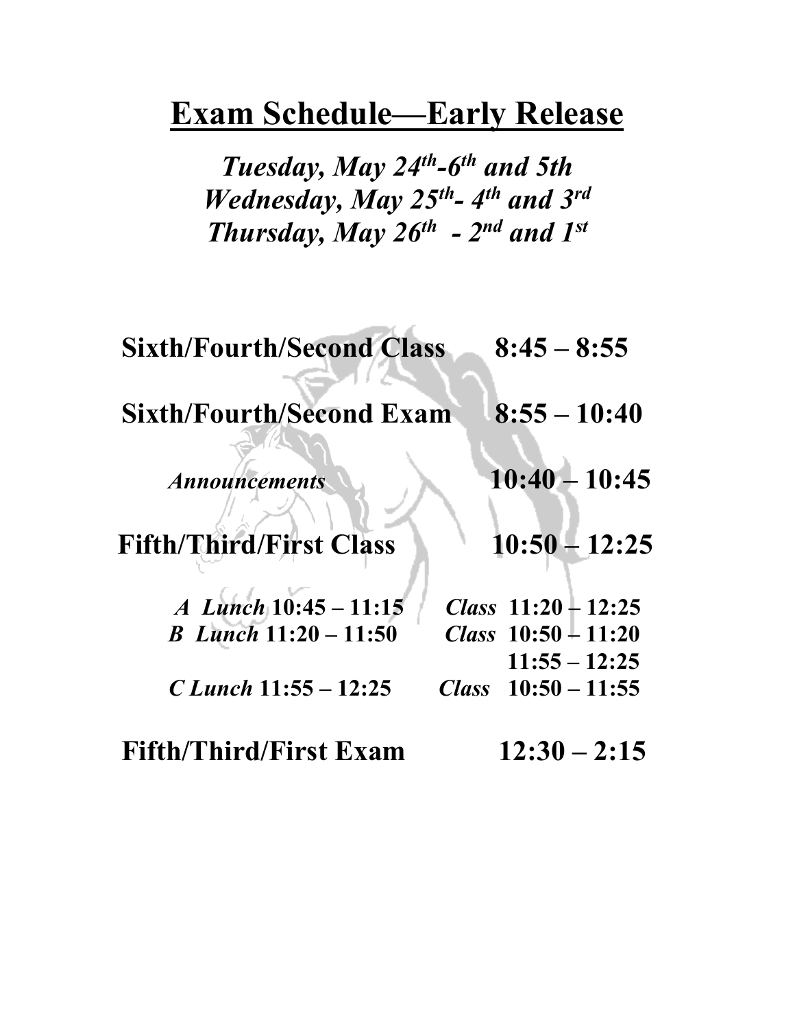# Exam Schedule—Early Release

***Tuesday, May 24th-6th and 5th***
***Wednesday, May 25th- 4th and 3rd***
***Thursday, May 26th - 2nd and 1st***

| | |
|---|---|
| **Sixth/Fourth/Second Class** | **8:45 – 8:55** |
| **Sixth/Fourth/Second Exam** | **8:55 – 10:40** |
| ***Announcements*** | **10:40 – 10:45** |
| **Fifth/Third/First Class** | **10:50 – 12:25** |

| | |
|---|---|
| ***A Lunch*** **10:45 – 11:15** | ***Class*** **11:20 – 12:25** |
| ***B Lunch*** **11:20 – 11:50** | ***Class*** **10:50 – 11:20** |
| | **11:55 – 12:25** |
| ***C Lunch*** **11:55 – 12:25** | ***Class*** **10:50 – 11:55** |

| | |
|---|---|
| **Fifth/Third/First Exam** | **12:30 – 2:15** |